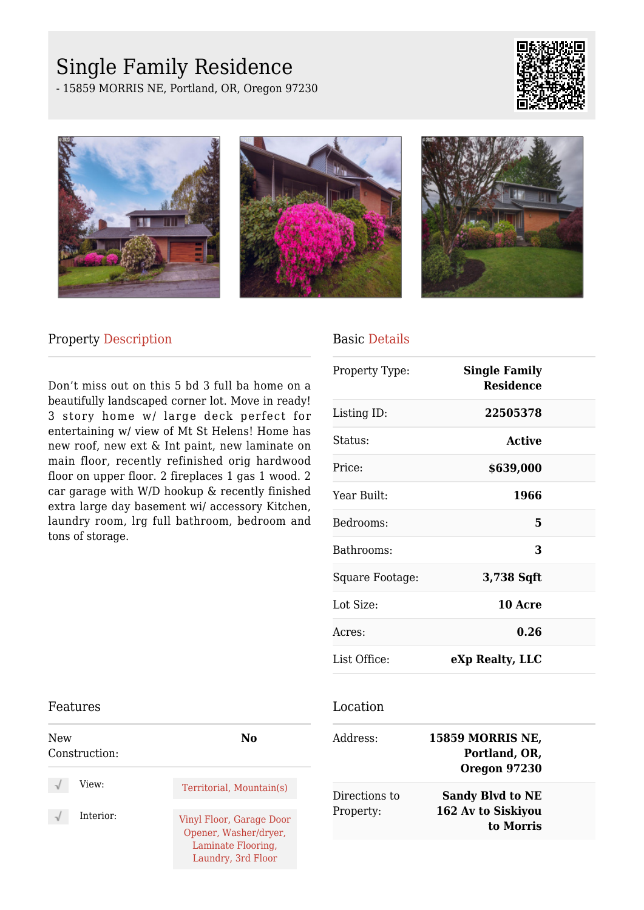# Single Family Residence

- 15859 MORRIS NE, Portland, OR, Oregon 97230

## Property Description

Don't miss out on this 5 bd 3 full ba home on a beautifully landscaped corner lot. Move in ready! 3 story home w/ large deck perfect for entertaining w/ view of Mt St Helens! Home has new roof, new ext & Int paint, new laminate on main floor, recently refinished orig hardwood floor on upper floor. 2 fireplaces 1 gas 1 wood. 2 car garage with W/D hookup & recently finished extra large day basement wi/ accessory Kitchen, laundry room, lrg full bathroom, bedroom and tons of storage.

## Basic Details

| | |
|---|---|
| Property Type: | **Single Family Residence** |
| Listing ID: | **22505378** |
| Status: | **Active** |
| Price: | **$639,000** |
| Year Built: | **1966** |
| Bedrooms: | **5** |
| Bathrooms: | **3** |
| Square Footage: | **3,738 Sqft** |
| Lot Size: | **10 Acre** |
| Acres: | **0.26** |
| List Office: | **eXp Realty, LLC** |

## Features

| | |
|---|---|
| New Construction: | **No** |
| View: | Territorial, Mountain(s) |
| Interior: | Vinyl Floor, Garage Door Opener, Washer/dryer, Laminate Flooring, Laundry, 3rd Floor |

## Location

| | |
|---|---|
| Address: | **15859 MORRIS NE, Portland, OR, Oregon 97230** |
| Directions to Property: | **Sandy Blvd to NE 162 Av to Siskiyou to Morris** |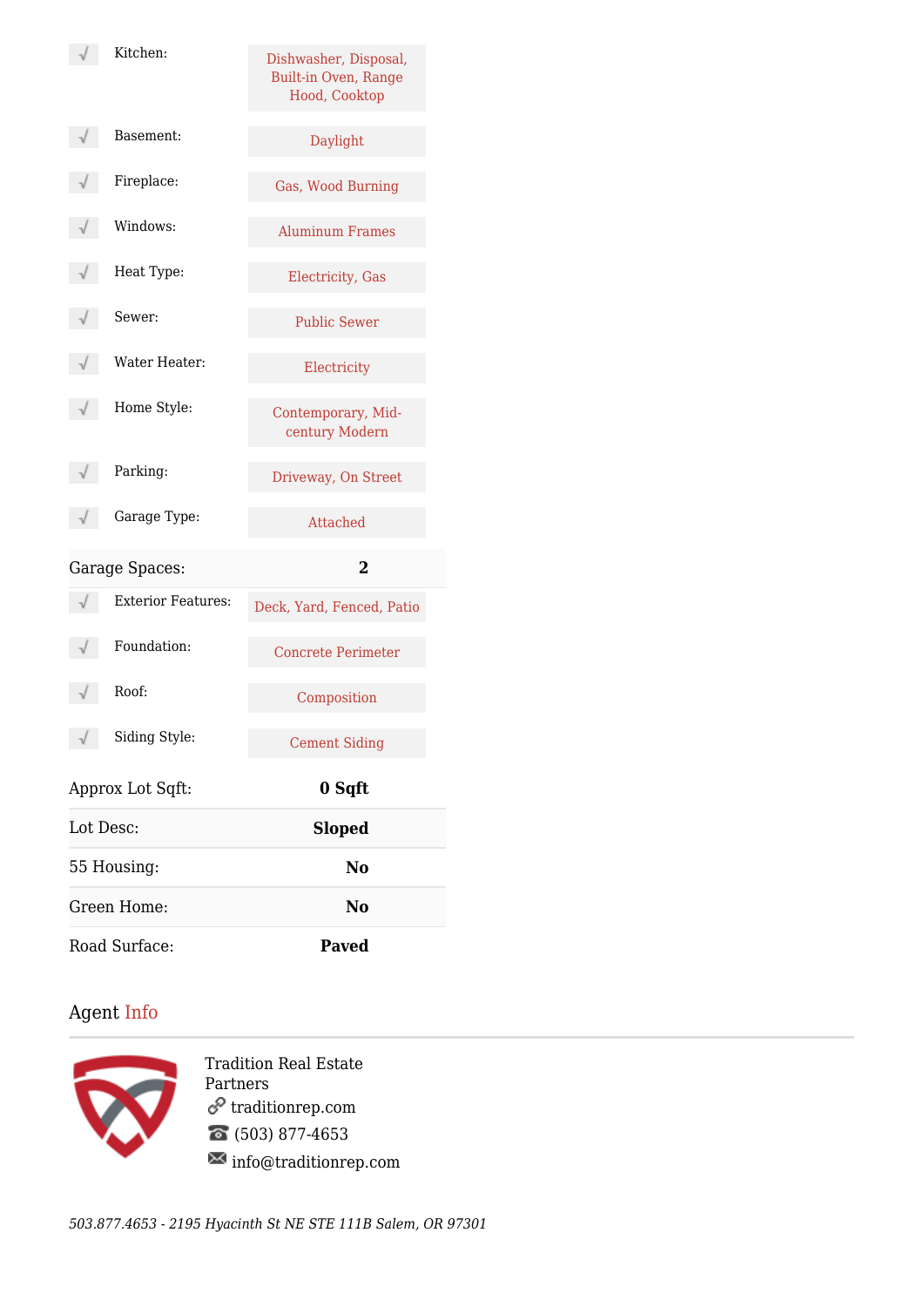| Feature | Details |
| --- | --- |
| √ Kitchen: | Dishwasher, Disposal, Built-in Oven, Range Hood, Cooktop |
| √ Basement: | Daylight |
| √ Fireplace: | Gas, Wood Burning |
| √ Windows: | Aluminum Frames |
| √ Heat Type: | Electricity, Gas |
| √ Sewer: | Public Sewer |
| √ Water Heater: | Electricity |
| √ Home Style: | Contemporary, Mid-century Modern |
| √ Parking: | Driveway, On Street |
| √ Garage Type: | Attached |
| Garage Spaces: | **2** |
| √ Exterior Features: | Deck, Yard, Fenced, Patio |
| √ Foundation: | Concrete Perimeter |
| √ Roof: | Composition |
| √ Siding Style: | Cement Siding |
| Approx Lot Sqft: | **0 Sqft** |
| Lot Desc: | **Sloped** |
| 55 Housing: | **No** |
| Green Home: | **No** |
| Road Surface: | **Paved** |

## Agent Info

Tradition Real Estate Partners
traditionrep.com
(503) 877-4653
info@traditionrep.com

*503.877.4653 - 2195 Hyacinth St NE STE 111B Salem, OR 97301*